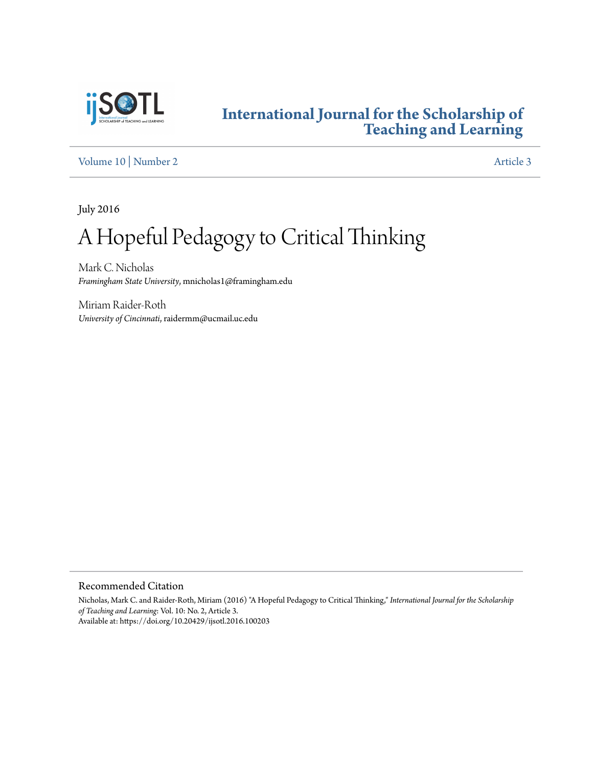# International Journal for the Scholarship of Teaching and Learning

Volume 10 | Number 2 — Article 3

July 2016

# A Hopeful Pedagogy to Critical Thinking

Mark C. Nicholas
*Framingham State University*, mnicholas1@framingham.edu

Miriam Raider-Roth
*University of Cincinnati*, raidermm@ucmail.uc.edu

## Recommended Citation

Nicholas, Mark C. and Raider-Roth, Miriam (2016) "A Hopeful Pedagogy to Critical Thinking," *International Journal for the Scholarship of Teaching and Learning*: Vol. 10: No. 2, Article 3.
Available at: https://doi.org/10.20429/ijsotl.2016.100203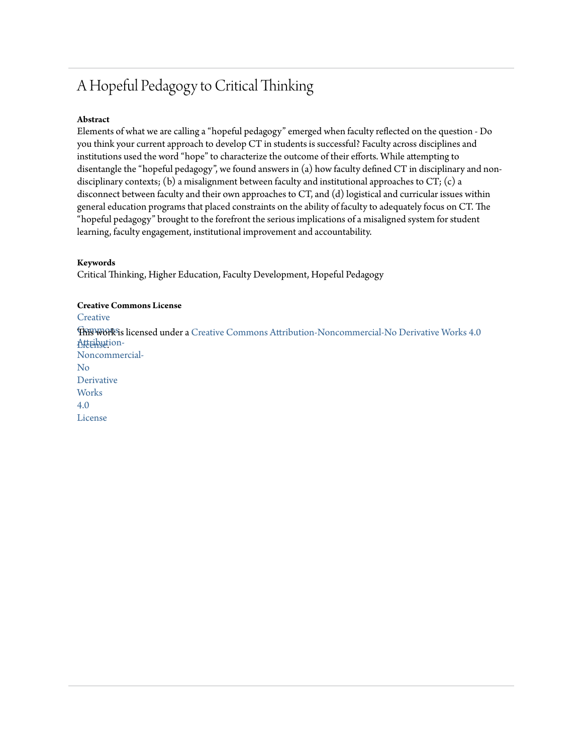# A Hopeful Pedagogy to Critical Thinking

**Abstract**

Elements of what we are calling a "hopeful pedagogy" emerged when faculty reflected on the question - Do you think your current approach to develop CT in students is successful? Faculty across disciplines and institutions used the word "hope" to characterize the outcome of their efforts. While attempting to disentangle the "hopeful pedagogy", we found answers in (a) how faculty defined CT in disciplinary and non-disciplinary contexts; (b) a misalignment between faculty and institutional approaches to CT; (c) a disconnect between faculty and their own approaches to CT, and (d) logistical and curricular issues within general education programs that placed constraints on the ability of faculty to adequately focus on CT. The "hopeful pedagogy" brought to the forefront the serious implications of a misaligned system for student learning, faculty engagement, institutional improvement and accountability.

**Keywords**

Critical Thinking, Higher Education, Faculty Development, Hopeful Pedagogy

**Creative Commons License**

This work is licensed under a Creative Commons Attribution-Noncommercial-No Derivative Works 4.0 License.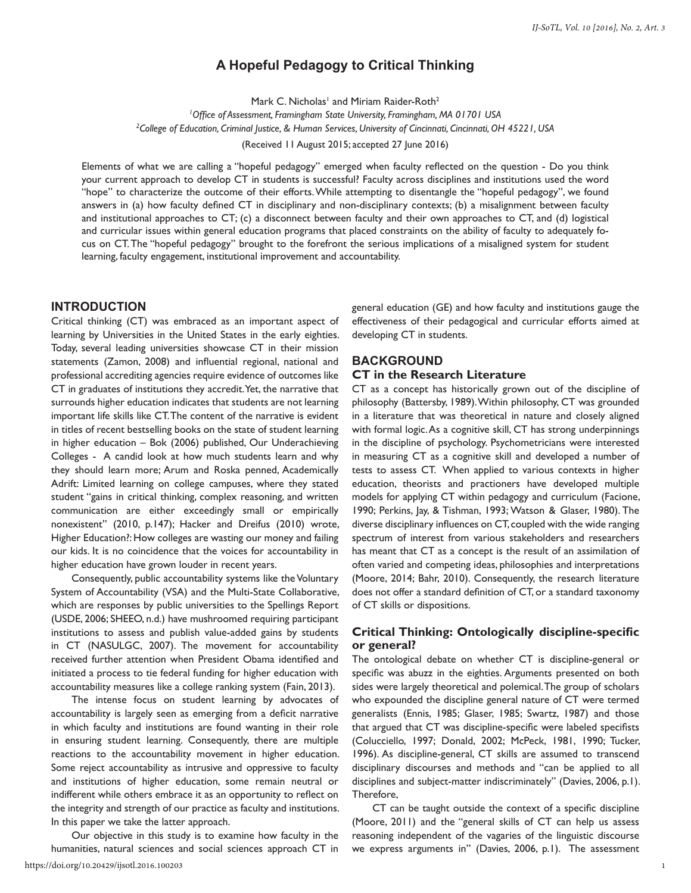# A Hopeful Pedagogy to Critical Thinking

Mark C. Nicholas[1] and Miriam Raider-Roth[2]

[1]*Office of Assessment, Framingham State University, Framingham, MA 01701 USA*

[2]*College of Education, Criminal Justice, & Human Services, University of Cincinnati, Cincinnati, OH 45221, USA*

(Received 11 August 2015; accepted 27 June 2016)

Elements of what we are calling a "hopeful pedagogy" emerged when faculty reflected on the question - Do you think your current approach to develop CT in students is successful? Faculty across disciplines and institutions used the word "hope" to characterize the outcome of their efforts. While attempting to disentangle the "hopeful pedagogy", we found answers in (a) how faculty defined CT in disciplinary and non-disciplinary contexts; (b) a misalignment between faculty and institutional approaches to CT; (c) a disconnect between faculty and their own approaches to CT, and (d) logistical and curricular issues within general education programs that placed constraints on the ability of faculty to adequately focus on CT. The "hopeful pedagogy" brought to the forefront the serious implications of a misaligned system for student learning, faculty engagement, institutional improvement and accountability.

## INTRODUCTION

Critical thinking (CT) was embraced as an important aspect of learning by Universities in the United States in the early eighties. Today, several leading universities showcase CT in their mission statements (Zamon, 2008) and influential regional, national and professional accrediting agencies require evidence of outcomes like CT in graduates of institutions they accredit. Yet, the narrative that surrounds higher education indicates that students are not learning important life skills like CT. The content of the narrative is evident in titles of recent bestselling books on the state of student learning in higher education – Bok (2006) published, Our Underachieving Colleges - A candid look at how much students learn and why they should learn more; Arum and Roska penned, Academically Adrift: Limited learning on college campuses, where they stated student "gains in critical thinking, complex reasoning, and written communication are either exceedingly small or empirically nonexistent" (2010, p.147); Hacker and Dreifus (2010) wrote, Higher Education?: How colleges are wasting our money and failing our kids. It is no coincidence that the voices for accountability in higher education have grown louder in recent years.

Consequently, public accountability systems like the Voluntary System of Accountability (VSA) and the Multi-State Collaborative, which are responses by public universities to the Spellings Report (USDE, 2006; SHEEO, n.d.) have mushroomed requiring participant institutions to assess and publish value-added gains by students in CT (NASULGC, 2007). The movement for accountability received further attention when President Obama identified and initiated a process to tie federal funding for higher education with accountability measures like a college ranking system (Fain, 2013).

The intense focus on student learning by advocates of accountability is largely seen as emerging from a deficit narrative in which faculty and institutions are found wanting in their role in ensuring student learning. Consequently, there are multiple reactions to the accountability movement in higher education. Some reject accountability as intrusive and oppressive to faculty and institutions of higher education, some remain neutral or indifferent while others embrace it as an opportunity to reflect on the integrity and strength of our practice as faculty and institutions. In this paper we take the latter approach.

Our objective in this study is to examine how faculty in the humanities, natural sciences and social sciences approach CT in general education (GE) and how faculty and institutions gauge the effectiveness of their pedagogical and curricular efforts aimed at developing CT in students.

## BACKGROUND

### CT in the Research Literature

CT as a concept has historically grown out of the discipline of philosophy (Battersby, 1989). Within philosophy, CT was grounded in a literature that was theoretical in nature and closely aligned with formal logic. As a cognitive skill, CT has strong underpinnings in the discipline of psychology. Psychometricians were interested in measuring CT as a cognitive skill and developed a number of tests to assess CT. When applied to various contexts in higher education, theorists and practioners have developed multiple models for applying CT within pedagogy and curriculum (Facione, 1990; Perkins, Jay, & Tishman, 1993; Watson & Glaser, 1980). The diverse disciplinary influences on CT, coupled with the wide ranging spectrum of interest from various stakeholders and researchers has meant that CT as a concept is the result of an assimilation of often varied and competing ideas, philosophies and interpretations (Moore, 2014; Bahr, 2010). Consequently, the research literature does not offer a standard definition of CT, or a standard taxonomy of CT skills or dispositions.

### Critical Thinking: Ontologically discipline-specific or general?

The ontological debate on whether CT is discipline-general or specific was abuzz in the eighties. Arguments presented on both sides were largely theoretical and polemical. The group of scholars who expounded the discipline general nature of CT were termed generalists (Ennis, 1985; Glaser, 1985; Swartz, 1987) and those that argued that CT was discipline-specific were labeled specifists (Colucciello, 1997; Donald, 2002; McPeck, 1981, 1990; Tucker, 1996). As discipline-general, CT skills are assumed to transcend disciplinary discourses and methods and "can be applied to all disciplines and subject-matter indiscriminately" (Davies, 2006, p.1). Therefore,

CT can be taught outside the context of a specific discipline (Moore, 2011) and the "general skills of CT can help us assess reasoning independent of the vagaries of the linguistic discourse we express arguments in" (Davies, 2006, p.1). The assessment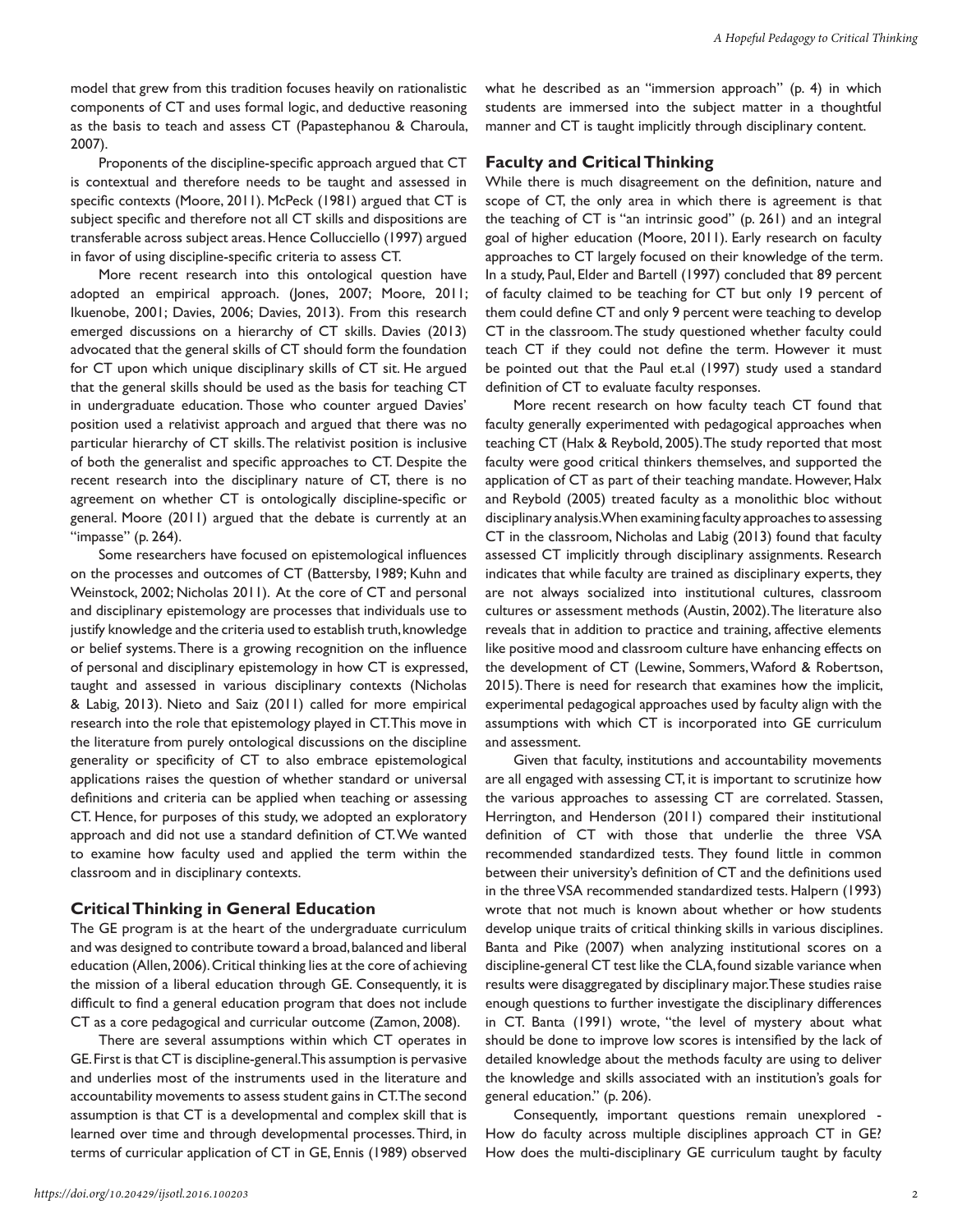model that grew from this tradition focuses heavily on rationalistic components of CT and uses formal logic, and deductive reasoning as the basis to teach and assess CT (Papastephanou & Charoula, 2007).

Proponents of the discipline-specific approach argued that CT is contextual and therefore needs to be taught and assessed in specific contexts (Moore, 2011). McPeck (1981) argued that CT is subject specific and therefore not all CT skills and dispositions are transferable across subject areas. Hence Collucciello (1997) argued in favor of using discipline-specific criteria to assess CT.

More recent research into this ontological question have adopted an empirical approach. (Jones, 2007; Moore, 2011; Ikuenobe, 2001; Davies, 2006; Davies, 2013). From this research emerged discussions on a hierarchy of CT skills. Davies (2013) advocated that the general skills of CT should form the foundation for CT upon which unique disciplinary skills of CT sit. He argued that the general skills should be used as the basis for teaching CT in undergraduate education. Those who counter argued Davies' position used a relativist approach and argued that there was no particular hierarchy of CT skills. The relativist position is inclusive of both the generalist and specific approaches to CT. Despite the recent research into the disciplinary nature of CT, there is no agreement on whether CT is ontologically discipline-specific or general. Moore (2011) argued that the debate is currently at an "impasse" (p. 264).

Some researchers have focused on epistemological influences on the processes and outcomes of CT (Battersby, 1989; Kuhn and Weinstock, 2002; Nicholas 2011). At the core of CT and personal and disciplinary epistemology are processes that individuals use to justify knowledge and the criteria used to establish truth, knowledge or belief systems. There is a growing recognition on the influence of personal and disciplinary epistemology in how CT is expressed, taught and assessed in various disciplinary contexts (Nicholas & Labig, 2013). Nieto and Saiz (2011) called for more empirical research into the role that epistemology played in CT. This move in the literature from purely ontological discussions on the discipline generality or specificity of CT to also embrace epistemological applications raises the question of whether standard or universal definitions and criteria can be applied when teaching or assessing CT. Hence, for purposes of this study, we adopted an exploratory approach and did not use a standard definition of CT. We wanted to examine how faculty used and applied the term within the classroom and in disciplinary contexts.

## Critical Thinking in General Education

The GE program is at the heart of the undergraduate curriculum and was designed to contribute toward a broad, balanced and liberal education (Allen, 2006). Critical thinking lies at the core of achieving the mission of a liberal education through GE. Consequently, it is difficult to find a general education program that does not include CT as a core pedagogical and curricular outcome (Zamon, 2008).

There are several assumptions within which CT operates in GE. First is that CT is discipline-general. This assumption is pervasive and underlies most of the instruments used in the literature and accountability movements to assess student gains in CT. The second assumption is that CT is a developmental and complex skill that is learned over time and through developmental processes. Third, in terms of curricular application of CT in GE, Ennis (1989) observed what he described as an "immersion approach" (p. 4) in which students are immersed into the subject matter in a thoughtful manner and CT is taught implicitly through disciplinary content.

## Faculty and Critical Thinking

While there is much disagreement on the definition, nature and scope of CT, the only area in which there is agreement is that the teaching of CT is "an intrinsic good" (p. 261) and an integral goal of higher education (Moore, 2011). Early research on faculty approaches to CT largely focused on their knowledge of the term. In a study, Paul, Elder and Bartell (1997) concluded that 89 percent of faculty claimed to be teaching for CT but only 19 percent of them could define CT and only 9 percent were teaching to develop CT in the classroom. The study questioned whether faculty could teach CT if they could not define the term. However it must be pointed out that the Paul et.al (1997) study used a standard definition of CT to evaluate faculty responses.

More recent research on how faculty teach CT found that faculty generally experimented with pedagogical approaches when teaching CT (Halx & Reybold, 2005). The study reported that most faculty were good critical thinkers themselves, and supported the application of CT as part of their teaching mandate. However, Halx and Reybold (2005) treated faculty as a monolithic bloc without disciplinary analysis. When examining faculty approaches to assessing CT in the classroom, Nicholas and Labig (2013) found that faculty assessed CT implicitly through disciplinary assignments. Research indicates that while faculty are trained as disciplinary experts, they are not always socialized into institutional cultures, classroom cultures or assessment methods (Austin, 2002). The literature also reveals that in addition to practice and training, affective elements like positive mood and classroom culture have enhancing effects on the development of CT (Lewine, Sommers, Waford & Robertson, 2015). There is need for research that examines how the implicit, experimental pedagogical approaches used by faculty align with the assumptions with which CT is incorporated into GE curriculum and assessment.

Given that faculty, institutions and accountability movements are all engaged with assessing CT, it is important to scrutinize how the various approaches to assessing CT are correlated. Stassen, Herrington, and Henderson (2011) compared their institutional definition of CT with those that underlie the three VSA recommended standardized tests. They found little in common between their university's definition of CT and the definitions used in the three VSA recommended standardized tests. Halpern (1993) wrote that not much is known about whether or how students develop unique traits of critical thinking skills in various disciplines. Banta and Pike (2007) when analyzing institutional scores on a discipline-general CT test like the CLA, found sizable variance when results were disaggregated by disciplinary major. These studies raise enough questions to further investigate the disciplinary differences in CT. Banta (1991) wrote, "the level of mystery about what should be done to improve low scores is intensified by the lack of detailed knowledge about the methods faculty are using to deliver the knowledge and skills associated with an institution's goals for general education." (p. 206).

Consequently, important questions remain unexplored - How do faculty across multiple disciplines approach CT in GE? How does the multi-disciplinary GE curriculum taught by faculty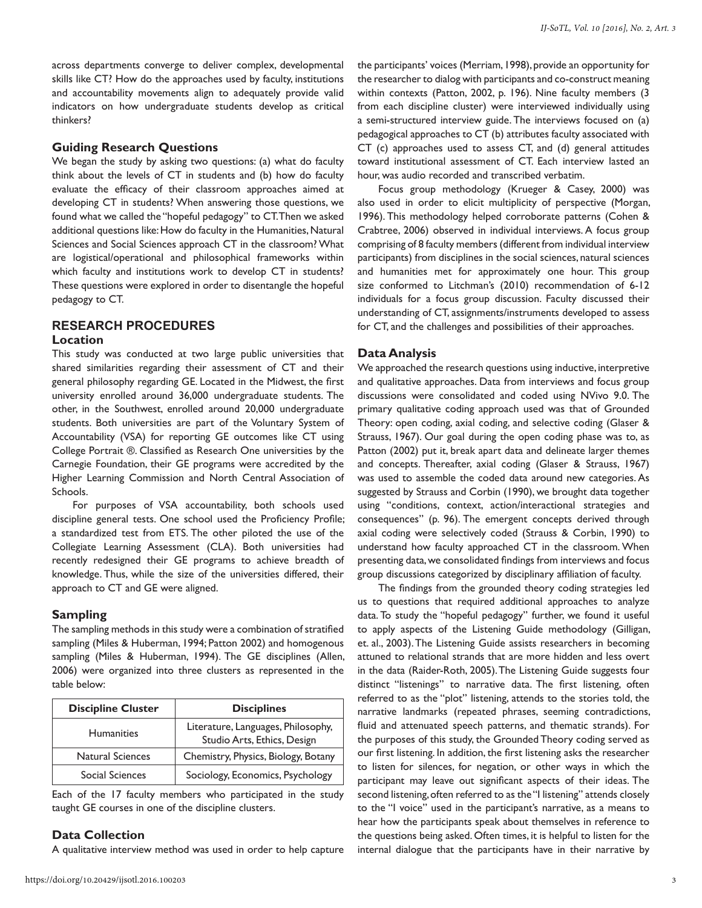across departments converge to deliver complex, developmental skills like CT? How do the approaches used by faculty, institutions and accountability movements align to adequately provide valid indicators on how undergraduate students develop as critical thinkers?

### Guiding Research Questions

We began the study by asking two questions: (a) what do faculty think about the levels of CT in students and (b) how do faculty evaluate the efficacy of their classroom approaches aimed at developing CT in students? When answering those questions, we found what we called the "hopeful pedagogy" to CT. Then we asked additional questions like: How do faculty in the Humanities, Natural Sciences and Social Sciences approach CT in the classroom? What are logistical/operational and philosophical frameworks within which faculty and institutions work to develop CT in students? These questions were explored in order to disentangle the hopeful pedagogy to CT.

## RESEARCH PROCEDURES

### Location

This study was conducted at two large public universities that shared similarities regarding their assessment of CT and their general philosophy regarding GE. Located in the Midwest, the first university enrolled around 36,000 undergraduate students. The other, in the Southwest, enrolled around 20,000 undergraduate students. Both universities are part of the Voluntary System of Accountability (VSA) for reporting GE outcomes like CT using College Portrait ®. Classified as Research One universities by the Carnegie Foundation, their GE programs were accredited by the Higher Learning Commission and North Central Association of Schools.

For purposes of VSA accountability, both schools used discipline general tests. One school used the Proficiency Profile; a standardized test from ETS. The other piloted the use of the Collegiate Learning Assessment (CLA). Both universities had recently redesigned their GE programs to achieve breadth of knowledge. Thus, while the size of the universities differed, their approach to CT and GE were aligned.

### Sampling

The sampling methods in this study were a combination of stratified sampling (Miles & Huberman, 1994; Patton 2002) and homogenous sampling (Miles & Huberman, 1994). The GE disciplines (Allen, 2006) were organized into three clusters as represented in the table below:

| Discipline Cluster | Disciplines |
|---|---|
| Humanities | Literature, Languages, Philosophy, Studio Arts, Ethics, Design |
| Natural Sciences | Chemistry, Physics, Biology, Botany |
| Social Sciences | Sociology, Economics, Psychology |

Each of the 17 faculty members who participated in the study taught GE courses in one of the discipline clusters.

### Data Collection

A qualitative interview method was used in order to help capture the participants' voices (Merriam, 1998), provide an opportunity for the researcher to dialog with participants and co-construct meaning within contexts (Patton, 2002, p. 196). Nine faculty members (3 from each discipline cluster) were interviewed individually using a semi-structured interview guide. The interviews focused on (a) pedagogical approaches to CT (b) attributes faculty associated with CT (c) approaches used to assess CT, and (d) general attitudes toward institutional assessment of CT. Each interview lasted an hour, was audio recorded and transcribed verbatim.

Focus group methodology (Krueger & Casey, 2000) was also used in order to elicit multiplicity of perspective (Morgan, 1996). This methodology helped corroborate patterns (Cohen & Crabtree, 2006) observed in individual interviews. A focus group comprising of 8 faculty members (different from individual interview participants) from disciplines in the social sciences, natural sciences and humanities met for approximately one hour. This group size conformed to Litchman's (2010) recommendation of 6-12 individuals for a focus group discussion. Faculty discussed their understanding of CT, assignments/instruments developed to assess for CT, and the challenges and possibilities of their approaches.

### Data Analysis

We approached the research questions using inductive, interpretive and qualitative approaches. Data from interviews and focus group discussions were consolidated and coded using NVivo 9.0. The primary qualitative coding approach used was that of Grounded Theory: open coding, axial coding, and selective coding (Glaser & Strauss, 1967). Our goal during the open coding phase was to, as Patton (2002) put it, break apart data and delineate larger themes and concepts. Thereafter, axial coding (Glaser & Strauss, 1967) was used to assemble the coded data around new categories. As suggested by Strauss and Corbin (1990), we brought data together using "conditions, context, action/interactional strategies and consequences" (p. 96). The emergent concepts derived through axial coding were selectively coded (Strauss & Corbin, 1990) to understand how faculty approached CT in the classroom. When presenting data, we consolidated findings from interviews and focus group discussions categorized by disciplinary affiliation of faculty.

The findings from the grounded theory coding strategies led us to questions that required additional approaches to analyze data. To study the "hopeful pedagogy" further, we found it useful to apply aspects of the Listening Guide methodology (Gilligan, et. al., 2003). The Listening Guide assists researchers in becoming attuned to relational strands that are more hidden and less overt in the data (Raider-Roth, 2005). The Listening Guide suggests four distinct "listenings" to narrative data. The first listening, often referred to as the "plot" listening, attends to the stories told, the narrative landmarks (repeated phrases, seeming contradictions, fluid and attenuated speech patterns, and thematic strands). For the purposes of this study, the Grounded Theory coding served as our first listening. In addition, the first listening asks the researcher to listen for silences, for negation, or other ways in which the participant may leave out significant aspects of their ideas. The second listening, often referred to as the "I listening" attends closely to the "I voice" used in the participant's narrative, as a means to hear how the participants speak about themselves in reference to the questions being asked. Often times, it is helpful to listen for the internal dialogue that the participants have in their narrative by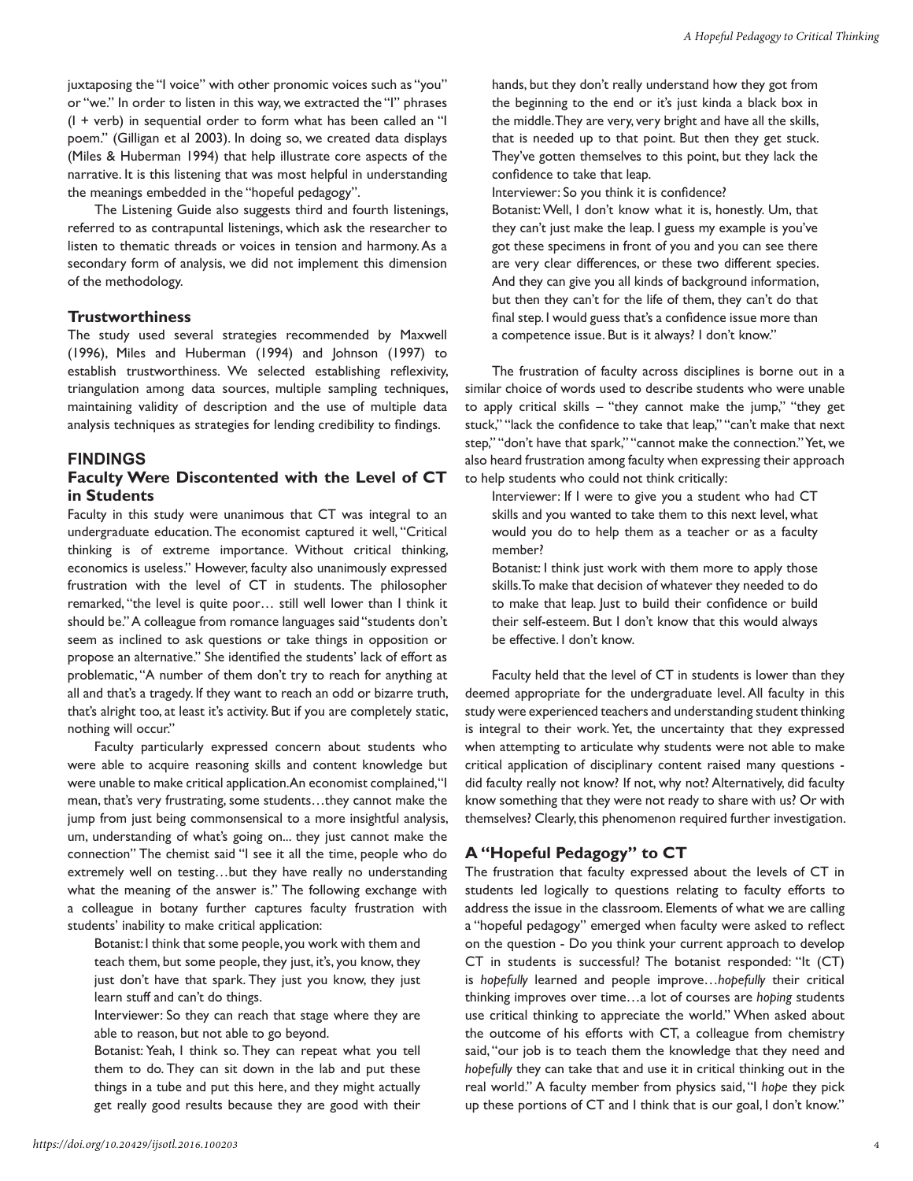juxtaposing the "I voice" with other pronomic voices such as "you" or "we." In order to listen in this way, we extracted the "I" phrases (I + verb) in sequential order to form what has been called an "I poem." (Gilligan et al 2003). In doing so, we created data displays (Miles & Huberman 1994) that help illustrate core aspects of the narrative. It is this listening that was most helpful in understanding the meanings embedded in the "hopeful pedagogy".

The Listening Guide also suggests third and fourth listenings, referred to as contrapuntal listenings, which ask the researcher to listen to thematic threads or voices in tension and harmony. As a secondary form of analysis, we did not implement this dimension of the methodology.

### Trustworthiness

The study used several strategies recommended by Maxwell (1996), Miles and Huberman (1994) and Johnson (1997) to establish trustworthiness. We selected establishing reflexivity, triangulation among data sources, multiple sampling techniques, maintaining validity of description and the use of multiple data analysis techniques as strategies for lending credibility to findings.

## FINDINGS

### Faculty Were Discontented with the Level of CT in Students

Faculty in this study were unanimous that CT was integral to an undergraduate education. The economist captured it well, "Critical thinking is of extreme importance. Without critical thinking, economics is useless." However, faculty also unanimously expressed frustration with the level of CT in students. The philosopher remarked, "the level is quite poor… still well lower than I think it should be." A colleague from romance languages said "students don't seem as inclined to ask questions or take things in opposition or propose an alternative." She identified the students' lack of effort as problematic, "A number of them don't try to reach for anything at all and that's a tragedy. If they want to reach an odd or bizarre truth, that's alright too, at least it's activity. But if you are completely static, nothing will occur."

Faculty particularly expressed concern about students who were able to acquire reasoning skills and content knowledge but were unable to make critical application. An economist complained, "I mean, that's very frustrating, some students…they cannot make the jump from just being commonsensical to a more insightful analysis, um, understanding of what's going on... they just cannot make the connection" The chemist said "I see it all the time, people who do extremely well on testing…but they have really no understanding what the meaning of the answer is." The following exchange with a colleague in botany further captures faculty frustration with students' inability to make critical application:

> Botanist: I think that some people, you work with them and teach them, but some people, they just, it's, you know, they just don't have that spark. They just you know, they just learn stuff and can't do things.
>
> Interviewer: So they can reach that stage where they are able to reason, but not able to go beyond.
>
> Botanist: Yeah, I think so. They can repeat what you tell them to do. They can sit down in the lab and put these things in a tube and put this here, and they might actually get really good results because they are good with their hands, but they don't really understand how they got from the beginning to the end or it's just kinda a black box in the middle. They are very, very bright and have all the skills, that is needed up to that point. But then they get stuck. They've gotten themselves to this point, but they lack the confidence to take that leap.
>
> Interviewer: So you think it is confidence?
>
> Botanist: Well, I don't know what it is, honestly. Um, that they can't just make the leap. I guess my example is you've got these specimens in front of you and you can see there are very clear differences, or these two different species. And they can give you all kinds of background information, but then they can't for the life of them, they can't do that final step. I would guess that's a confidence issue more than a competence issue. But is it always? I don't know."

The frustration of faculty across disciplines is borne out in a similar choice of words used to describe students who were unable to apply critical skills – "they cannot make the jump," "they get stuck," "lack the confidence to take that leap," "can't make that next step," "don't have that spark," "cannot make the connection." Yet, we also heard frustration among faculty when expressing their approach to help students who could not think critically:

> Interviewer: If I were to give you a student who had CT skills and you wanted to take them to this next level, what would you do to help them as a teacher or as a faculty member?
>
> Botanist: I think just work with them more to apply those skills. To make that decision of whatever they needed to do to make that leap. Just to build their confidence or build their self-esteem. But I don't know that this would always be effective. I don't know.

Faculty held that the level of CT in students is lower than they deemed appropriate for the undergraduate level. All faculty in this study were experienced teachers and understanding student thinking is integral to their work. Yet, the uncertainty that they expressed when attempting to articulate why students were not able to make critical application of disciplinary content raised many questions - did faculty really not know? If not, why not? Alternatively, did faculty know something that they were not ready to share with us? Or with themselves? Clearly, this phenomenon required further investigation.

### A "Hopeful Pedagogy" to CT

The frustration that faculty expressed about the levels of CT in students led logically to questions relating to faculty efforts to address the issue in the classroom. Elements of what we are calling a "hopeful pedagogy" emerged when faculty were asked to reflect on the question - Do you think your current approach to develop CT in students is successful? The botanist responded: "It (CT) is *hopefully* learned and people improve…*hopefully* their critical thinking improves over time…a lot of courses are *hoping* students use critical thinking to appreciate the world." When asked about the outcome of his efforts with CT, a colleague from chemistry said, "our job is to teach them the knowledge that they need and *hopefully* they can take that and use it in critical thinking out in the real world." A faculty member from physics said, "I *hope* they pick up these portions of CT and I think that is our goal, I don't know."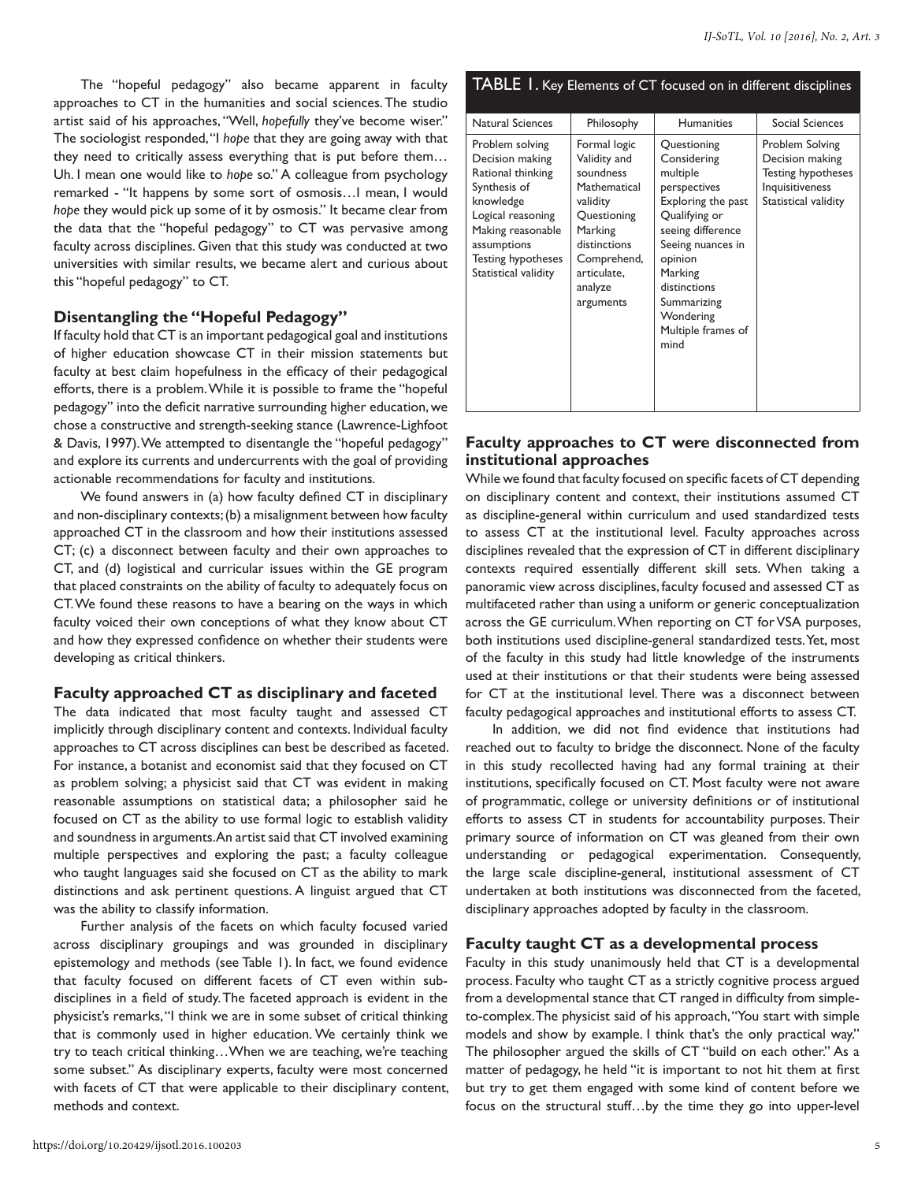The "hopeful pedagogy" also became apparent in faculty approaches to CT in the humanities and social sciences. The studio artist said of his approaches, "Well, *hopefully* they've become wiser." The sociologist responded, "I *hope* that they are going away with that they need to critically assess everything that is put before them… Uh. I mean one would like to *hope* so." A colleague from psychology remarked - "It happens by some sort of osmosis…I mean, I would *hope* they would pick up some of it by osmosis." It became clear from the data that the "hopeful pedagogy" to CT was pervasive among faculty across disciplines. Given that this study was conducted at two universities with similar results, we became alert and curious about this "hopeful pedagogy" to CT.

### Disentangling the "Hopeful Pedagogy"

If faculty hold that CT is an important pedagogical goal and institutions of higher education showcase CT in their mission statements but faculty at best claim hopefulness in the efficacy of their pedagogical efforts, there is a problem. While it is possible to frame the "hopeful pedagogy" into the deficit narrative surrounding higher education, we chose a constructive and strength-seeking stance (Lawrence-Lighfoot & Davis, 1997). We attempted to disentangle the "hopeful pedagogy" and explore its currents and undercurrents with the goal of providing actionable recommendations for faculty and institutions.

We found answers in (a) how faculty defined CT in disciplinary and non-disciplinary contexts; (b) a misalignment between how faculty approached CT in the classroom and how their institutions assessed CT; (c) a disconnect between faculty and their own approaches to CT, and (d) logistical and curricular issues within the GE program that placed constraints on the ability of faculty to adequately focus on CT. We found these reasons to have a bearing on the ways in which faculty voiced their own conceptions of what they know about CT and how they expressed confidence on whether their students were developing as critical thinkers.

### Faculty approached CT as disciplinary and faceted

The data indicated that most faculty taught and assessed CT implicitly through disciplinary content and contexts. Individual faculty approaches to CT across disciplines can best be described as faceted. For instance, a botanist and economist said that they focused on CT as problem solving; a physicist said that CT was evident in making reasonable assumptions on statistical data; a philosopher said he focused on CT as the ability to use formal logic to establish validity and soundness in arguments. An artist said that CT involved examining multiple perspectives and exploring the past; a faculty colleague who taught languages said she focused on CT as the ability to mark distinctions and ask pertinent questions. A linguist argued that CT was the ability to classify information.

Further analysis of the facets on which faculty focused varied across disciplinary groupings and was grounded in disciplinary epistemology and methods (see Table 1). In fact, we found evidence that faculty focused on different facets of CT even within sub-disciplines in a field of study. The faceted approach is evident in the physicist's remarks, "I think we are in some subset of critical thinking that is commonly used in higher education. We certainly think we try to teach critical thinking…When we are teaching, we're teaching some subset." As disciplinary experts, faculty were most concerned with facets of CT that were applicable to their disciplinary content, methods and context.

**TABLE 1.** Key Elements of CT focused on in different disciplines

| Natural Sciences | Philosophy | Humanities | Social Sciences |
|---|---|---|---|
| Problem solving<br>Decision making<br>Rational thinking<br>Synthesis of knowledge<br>Logical reasoning<br>Making reasonable assumptions<br>Testing hypotheses<br>Statistical validity | Formal logic<br>Validity and soundness<br>Mathematical validity<br>Questioning<br>Marking distinctions<br>Comprehend, articulate, analyze arguments | Questioning<br>Considering multiple perspectives<br>Exploring the past<br>Qualifying or seeing difference<br>Seeing nuances in opinion<br>Marking distinctions<br>Summarizing<br>Wondering<br>Multiple frames of mind | Problem Solving<br>Decision making<br>Testing hypotheses<br>Inquisitiveness<br>Statistical validity |

### Faculty approaches to CT were disconnected from institutional approaches

While we found that faculty focused on specific facets of CT depending on disciplinary content and context, their institutions assumed CT as discipline-general within curriculum and used standardized tests to assess CT at the institutional level. Faculty approaches across disciplines revealed that the expression of CT in different disciplinary contexts required essentially different skill sets. When taking a panoramic view across disciplines, faculty focused and assessed CT as multifaceted rather than using a uniform or generic conceptualization across the GE curriculum. When reporting on CT for VSA purposes, both institutions used discipline-general standardized tests. Yet, most of the faculty in this study had little knowledge of the instruments used at their institutions or that their students were being assessed for CT at the institutional level. There was a disconnect between faculty pedagogical approaches and institutional efforts to assess CT.

In addition, we did not find evidence that institutions had reached out to faculty to bridge the disconnect. None of the faculty in this study recollected having had any formal training at their institutions, specifically focused on CT. Most faculty were not aware of programmatic, college or university definitions or of institutional efforts to assess CT in students for accountability purposes. Their primary source of information on CT was gleaned from their own understanding or pedagogical experimentation. Consequently, the large scale discipline-general, institutional assessment of CT undertaken at both institutions was disconnected from the faceted, disciplinary approaches adopted by faculty in the classroom.

### Faculty taught CT as a developmental process

Faculty in this study unanimously held that CT is a developmental process. Faculty who taught CT as a strictly cognitive process argued from a developmental stance that CT ranged in difficulty from simple-to-complex. The physicist said of his approach, "You start with simple models and show by example. I think that's the only practical way." The philosopher argued the skills of CT "build on each other." As a matter of pedagogy, he held "it is important to not hit them at first but try to get them engaged with some kind of content before we focus on the structural stuff…by the time they go into upper-level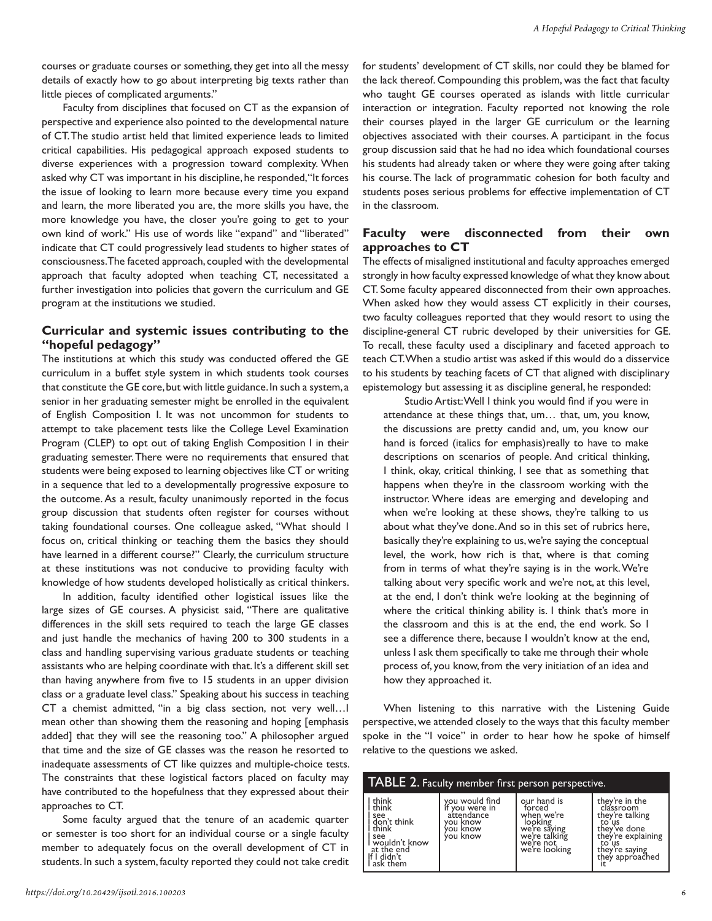courses or graduate courses or something, they get into all the messy details of exactly how to go about interpreting big texts rather than little pieces of complicated arguments."

Faculty from disciplines that focused on CT as the expansion of perspective and experience also pointed to the developmental nature of CT. The studio artist held that limited experience leads to limited critical capabilities. His pedagogical approach exposed students to diverse experiences with a progression toward complexity. When asked why CT was important in his discipline, he responded, "It forces the issue of looking to learn more because every time you expand and learn, the more liberated you are, the more skills you have, the more knowledge you have, the closer you're going to get to your own kind of work." His use of words like "expand" and "liberated" indicate that CT could progressively lead students to higher states of consciousness. The faceted approach, coupled with the developmental approach that faculty adopted when teaching CT, necessitated a further investigation into policies that govern the curriculum and GE program at the institutions we studied.

## Curricular and systemic issues contributing to the "hopeful pedagogy"

The institutions at which this study was conducted offered the GE curriculum in a buffet style system in which students took courses that constitute the GE core, but with little guidance. In such a system, a senior in her graduating semester might be enrolled in the equivalent of English Composition I. It was not uncommon for students to attempt to take placement tests like the College Level Examination Program (CLEP) to opt out of taking English Composition I in their graduating semester. There were no requirements that ensured that students were being exposed to learning objectives like CT or writing in a sequence that led to a developmentally progressive exposure to the outcome. As a result, faculty unanimously reported in the focus group discussion that students often register for courses without taking foundational courses. One colleague asked, "What should I focus on, critical thinking or teaching them the basics they should have learned in a different course?" Clearly, the curriculum structure at these institutions was not conducive to providing faculty with knowledge of how students developed holistically as critical thinkers.

In addition, faculty identified other logistical issues like the large sizes of GE courses. A physicist said, "There are qualitative differences in the skill sets required to teach the large GE classes and just handle the mechanics of having 200 to 300 students in a class and handling supervising various graduate students or teaching assistants who are helping coordinate with that. It's a different skill set than having anywhere from five to 15 students in an upper division class or a graduate level class." Speaking about his success in teaching CT a chemist admitted, "in a big class section, not very well…I mean other than showing them the reasoning and hoping [emphasis added] that they will see the reasoning too." A philosopher argued that time and the size of GE classes was the reason he resorted to inadequate assessments of CT like quizzes and multiple-choice tests. The constraints that these logistical factors placed on faculty may have contributed to the hopefulness that they expressed about their approaches to CT.

Some faculty argued that the tenure of an academic quarter or semester is too short for an individual course or a single faculty member to adequately focus on the overall development of CT in students. In such a system, faculty reported they could not take credit for students' development of CT skills, nor could they be blamed for the lack thereof. Compounding this problem, was the fact that faculty who taught GE courses operated as islands with little curricular interaction or integration. Faculty reported not knowing the role their courses played in the larger GE curriculum or the learning objectives associated with their courses. A participant in the focus group discussion said that he had no idea which foundational courses his students had already taken or where they were going after taking his course. The lack of programmatic cohesion for both faculty and students poses serious problems for effective implementation of CT in the classroom.

## Faculty were disconnected from their own approaches to CT

The effects of misaligned institutional and faculty approaches emerged strongly in how faculty expressed knowledge of what they know about CT. Some faculty appeared disconnected from their own approaches. When asked how they would assess CT explicitly in their courses, two faculty colleagues reported that they would resort to using the discipline-general CT rubric developed by their universities for GE. To recall, these faculty used a disciplinary and faceted approach to teach CT. When a studio artist was asked if this would do a disservice to his students by teaching facets of CT that aligned with disciplinary epistemology but assessing it as discipline general, he responded:

> Studio Artist: Well I think you would find if you were in attendance at these things that, um… that, um, you know, the discussions are pretty candid and, um, you know our hand is forced (italics for emphasis)really to have to make descriptions on scenarios of people. And critical thinking, I think, okay, critical thinking, I see that as something that happens when they're in the classroom working with the instructor. Where ideas are emerging and developing and when we're looking at these shows, they're talking to us about what they've done. And so in this set of rubrics here, basically they're explaining to us, we're saying the conceptual level, the work, how rich is that, where is that coming from in terms of what they're saying is in the work. We're talking about very specific work and we're not, at this level, at the end, I don't think we're looking at the beginning of where the critical thinking ability is. I think that's more in the classroom and this is at the end, the end work. So I see a difference there, because I wouldn't know at the end, unless I ask them specifically to take me through their whole process of, you know, from the very initiation of an idea and how they approached it.

When listening to this narrative with the Listening Guide perspective, we attended closely to the ways that this faculty member spoke in the "I voice" in order to hear how he spoke of himself relative to the questions we asked.

TABLE 2. Faculty member first person perspective.

| | | | |
|---|---|---|---|
| I think<br>I think<br>I see<br>I don't think<br>I think<br>I see<br>I wouldn't know at the end<br>If I didn't<br>I ask them | you would find<br>if you were in attendance<br>you know<br>you know<br>you know | our hand is forced<br>when we're looking<br>we're saying<br>we're talking<br>we're not<br>we're looking | they're in the classroom<br>they're talking to us<br>they've done<br>they're explaining to us<br>they're saying<br>they approached it |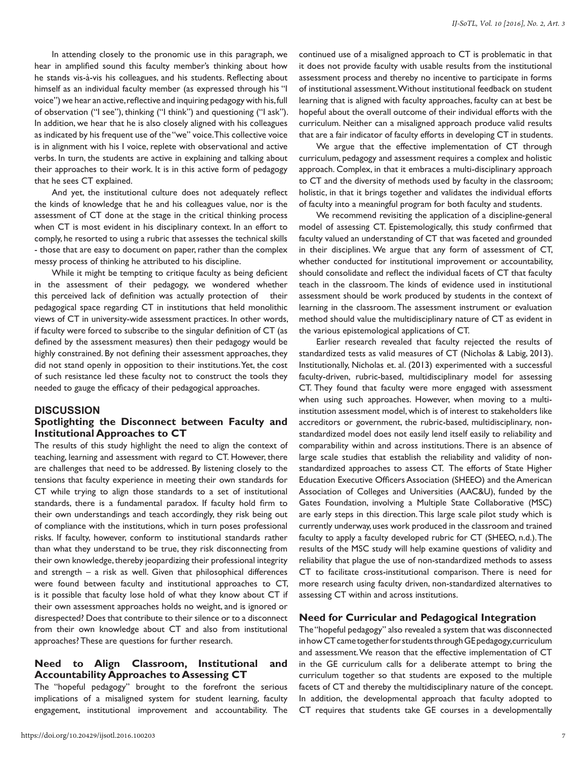In attending closely to the pronomic use in this paragraph, we hear in amplified sound this faculty member's thinking about how he stands vis-à-vis his colleagues, and his students. Reflecting about himself as an individual faculty member (as expressed through his "I voice") we hear an active, reflective and inquiring pedagogy with his, full of observation ("I see"), thinking ("I think") and questioning ("I ask"). In addition, we hear that he is also closely aligned with his colleagues as indicated by his frequent use of the "we" voice. This collective voice is in alignment with his I voice, replete with observational and active verbs. In turn, the students are active in explaining and talking about their approaches to their work. It is in this active form of pedagogy that he sees CT explained.

And yet, the institutional culture does not adequately reflect the kinds of knowledge that he and his colleagues value, nor is the assessment of CT done at the stage in the critical thinking process when CT is most evident in his disciplinary context. In an effort to comply, he resorted to using a rubric that assesses the technical skills - those that are easy to document on paper, rather than the complex messy process of thinking he attributed to his discipline.

While it might be tempting to critique faculty as being deficient in the assessment of their pedagogy, we wondered whether this perceived lack of definition was actually protection of their pedagogical space regarding CT in institutions that held monolithic views of CT in university-wide assessment practices. In other words, if faculty were forced to subscribe to the singular definition of CT (as defined by the assessment measures) then their pedagogy would be highly constrained. By not defining their assessment approaches, they did not stand openly in opposition to their institutions. Yet, the cost of such resistance led these faculty not to construct the tools they needed to gauge the efficacy of their pedagogical approaches.

## DISCUSSION

### Spotlighting the Disconnect between Faculty and Institutional Approaches to CT

The results of this study highlight the need to align the context of teaching, learning and assessment with regard to CT. However, there are challenges that need to be addressed. By listening closely to the tensions that faculty experience in meeting their own standards for CT while trying to align those standards to a set of institutional standards, there is a fundamental paradox. If faculty hold firm to their own understandings and teach accordingly, they risk being out of compliance with the institutions, which in turn poses professional risks. If faculty, however, conform to institutional standards rather than what they understand to be true, they risk disconnecting from their own knowledge, thereby jeopardizing their professional integrity and strength – a risk as well. Given that philosophical differences were found between faculty and institutional approaches to CT, is it possible that faculty lose hold of what they know about CT if their own assessment approaches holds no weight, and is ignored or disrespected? Does that contribute to their silence or to a disconnect from their own knowledge about CT and also from institutional approaches? These are questions for further research.

### Need to Align Classroom, Institutional and Accountability Approaches to Assessing CT

The "hopeful pedagogy" brought to the forefront the serious implications of a misaligned system for student learning, faculty engagement, institutional improvement and accountability. The continued use of a misaligned approach to CT is problematic in that it does not provide faculty with usable results from the institutional assessment process and thereby no incentive to participate in forms of institutional assessment. Without institutional feedback on student learning that is aligned with faculty approaches, faculty can at best be hopeful about the overall outcome of their individual efforts with the curriculum. Neither can a misaligned approach produce valid results that are a fair indicator of faculty efforts in developing CT in students.

We argue that the effective implementation of CT through curriculum, pedagogy and assessment requires a complex and holistic approach. Complex, in that it embraces a multi-disciplinary approach to CT and the diversity of methods used by faculty in the classroom; holistic, in that it brings together and validates the individual efforts of faculty into a meaningful program for both faculty and students.

We recommend revisiting the application of a discipline-general model of assessing CT. Epistemologically, this study confirmed that faculty valued an understanding of CT that was faceted and grounded in their disciplines. We argue that any form of assessment of CT, whether conducted for institutional improvement or accountability, should consolidate and reflect the individual facets of CT that faculty teach in the classroom. The kinds of evidence used in institutional assessment should be work produced by students in the context of learning in the classroom. The assessment instrument or evaluation method should value the multidisciplinary nature of CT as evident in the various epistemological applications of CT.

Earlier research revealed that faculty rejected the results of standardized tests as valid measures of CT (Nicholas & Labig, 2013). Institutionally, Nicholas et. al. (2013) experimented with a successful faculty-driven, rubric-based, multidisciplinary model for assessing CT. They found that faculty were more engaged with assessment when using such approaches. However, when moving to a multi-institution assessment model, which is of interest to stakeholders like accreditors or government, the rubric-based, multidisciplinary, non-standardized model does not easily lend itself easily to reliability and comparability within and across institutions. There is an absence of large scale studies that establish the reliability and validity of non-standardized approaches to assess CT. The efforts of State Higher Education Executive Officers Association (SHEEO) and the American Association of Colleges and Universities (AAC&U), funded by the Gates Foundation, involving a Multiple State Collaborative (MSC) are early steps in this direction. This large scale pilot study which is currently underway, uses work produced in the classroom and trained faculty to apply a faculty developed rubric for CT (SHEEO, n.d.). The results of the MSC study will help examine questions of validity and reliability that plague the use of non-standardized methods to assess CT to facilitate cross-institutional comparison. There is need for more research using faculty driven, non-standardized alternatives to assessing CT within and across institutions.

### Need for Curricular and Pedagogical Integration

The "hopeful pedagogy" also revealed a system that was disconnected in how CT came together for students through GE pedagogy, curriculum and assessment. We reason that the effective implementation of CT in the GE curriculum calls for a deliberate attempt to bring the curriculum together so that students are exposed to the multiple facets of CT and thereby the multidisciplinary nature of the concept. In addition, the developmental approach that faculty adopted to CT requires that students take GE courses in a developmentally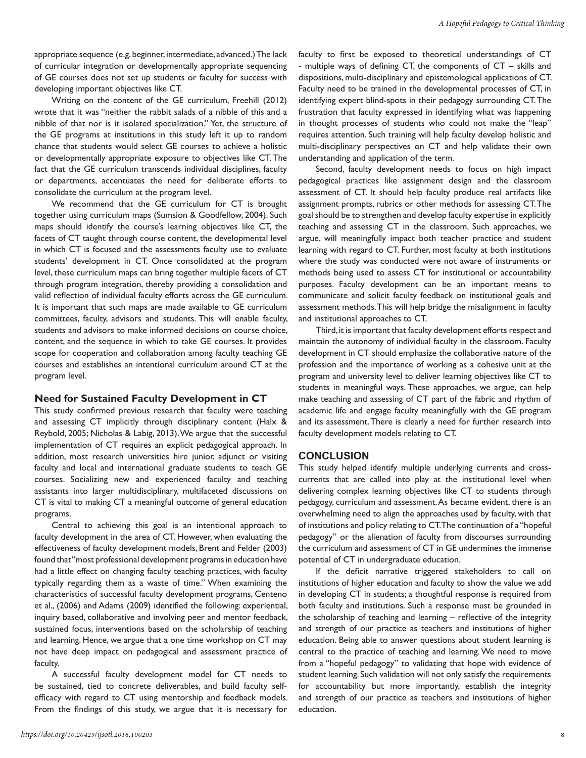appropriate sequence (e.g. beginner, intermediate, advanced.) The lack of curricular integration or developmentally appropriate sequencing of GE courses does not set up students or faculty for success with developing important objectives like CT.

Writing on the content of the GE curriculum, Freehill (2012) wrote that it was "neither the rabbit salads of a nibble of this and a nibble of that nor is it isolated specialization." Yet, the structure of the GE programs at institutions in this study left it up to random chance that students would select GE courses to achieve a holistic or developmentally appropriate exposure to objectives like CT. The fact that the GE curriculum transcends individual disciplines, faculty or departments, accentuates the need for deliberate efforts to consolidate the curriculum at the program level.

We recommend that the GE curriculum for CT is brought together using curriculum maps (Sumsion & Goodfellow, 2004). Such maps should identify the course's learning objectives like CT, the facets of CT taught through course content, the developmental level in which CT is focused and the assessments faculty use to evaluate students' development in CT. Once consolidated at the program level, these curriculum maps can bring together multiple facets of CT through program integration, thereby providing a consolidation and valid reflection of individual faculty efforts across the GE curriculum. It is important that such maps are made available to GE curriculum committees, faculty, advisors and students. This will enable faculty, students and advisors to make informed decisions on course choice, content, and the sequence in which to take GE courses. It provides scope for cooperation and collaboration among faculty teaching GE courses and establishes an intentional curriculum around CT at the program level.

### Need for Sustained Faculty Development in CT

This study confirmed previous research that faculty were teaching and assessing CT implicitly through disciplinary content (Halx & Reybold, 2005; Nicholas & Labig, 2013). We argue that the successful implementation of CT requires an explicit pedagogical approach. In addition, most research universities hire junior, adjunct or visiting faculty and local and international graduate students to teach GE courses. Socializing new and experienced faculty and teaching assistants into larger multidisciplinary, multifaceted discussions on CT is vital to making CT a meaningful outcome of general education programs.

Central to achieving this goal is an intentional approach to faculty development in the area of CT. However, when evaluating the effectiveness of faculty development models, Brent and Felder (2003) found that "most professional development programs in education have had a little effect on changing faculty teaching practices, with faculty typically regarding them as a waste of time." When examining the characteristics of successful faculty development programs, Centeno et al., (2006) and Adams (2009) identified the following: experiential, inquiry based, collaborative and involving peer and mentor feedback, sustained focus, interventions based on the scholarship of teaching and learning. Hence, we argue that a one time workshop on CT may not have deep impact on pedagogical and assessment practice of faculty.

A successful faculty development model for CT needs to be sustained, tied to concrete deliverables, and build faculty self-efficacy with regard to CT using mentorship and feedback models. From the findings of this study, we argue that it is necessary for faculty to first be exposed to theoretical understandings of CT - multiple ways of defining CT, the components of CT – skills and dispositions, multi-disciplinary and epistemological applications of CT. Faculty need to be trained in the developmental processes of CT, in identifying expert blind-spots in their pedagogy surrounding CT. The frustration that faculty expressed in identifying what was happening in thought processes of students who could not make the "leap" requires attention. Such training will help faculty develop holistic and multi-disciplinary perspectives on CT and help validate their own understanding and application of the term.

Second, faculty development needs to focus on high impact pedagogical practices like assignment design and the classroom assessment of CT. It should help faculty produce real artifacts like assignment prompts, rubrics or other methods for assessing CT. The goal should be to strengthen and develop faculty expertise in explicitly teaching and assessing CT in the classroom. Such approaches, we argue, will meaningfully impact both teacher practice and student learning with regard to CT. Further, most faculty at both institutions where the study was conducted were not aware of instruments or methods being used to assess CT for institutional or accountability purposes. Faculty development can be an important means to communicate and solicit faculty feedback on institutional goals and assessment methods. This will help bridge the misalignment in faculty and institutional approaches to CT.

Third, it is important that faculty development efforts respect and maintain the autonomy of individual faculty in the classroom. Faculty development in CT should emphasize the collaborative nature of the profession and the importance of working as a cohesive unit at the program and university level to deliver learning objectives like CT to students in meaningful ways. These approaches, we argue, can help make teaching and assessing of CT part of the fabric and rhythm of academic life and engage faculty meaningfully with the GE program and its assessment. There is clearly a need for further research into faculty development models relating to CT.

## CONCLUSION

This study helped identify multiple underlying currents and cross-currents that are called into play at the institutional level when delivering complex learning objectives like CT to students through pedagogy, curriculum and assessment. As became evident, there is an overwhelming need to align the approaches used by faculty, with that of institutions and policy relating to CT. The continuation of a "hopeful pedagogy" or the alienation of faculty from discourses surrounding the curriculum and assessment of CT in GE undermines the immense potential of CT in undergraduate education.

If the deficit narrative triggered stakeholders to call on institutions of higher education and faculty to show the value we add in developing CT in students; a thoughtful response is required from both faculty and institutions. Such a response must be grounded in the scholarship of teaching and learning – reflective of the integrity and strength of our practice as teachers and institutions of higher education. Being able to answer questions about student learning is central to the practice of teaching and learning. We need to move from a "hopeful pedagogy" to validating that hope with evidence of student learning. Such validation will not only satisfy the requirements for accountability but more importantly, establish the integrity and strength of our practice as teachers and institutions of higher education.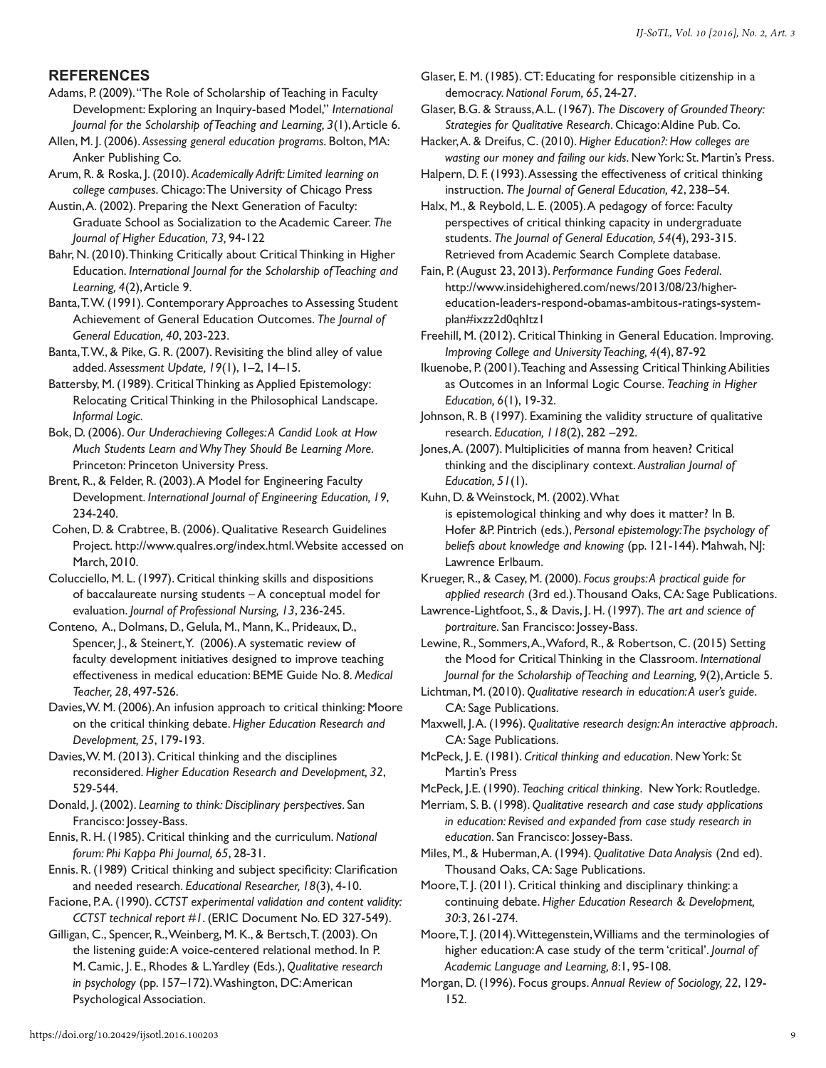## REFERENCES

Adams, P. (2009). "The Role of Scholarship of Teaching in Faculty Development: Exploring an Inquiry-based Model," *International Journal for the Scholarship of Teaching and Learning, 3*(1), Article 6.

Allen, M. J. (2006). *Assessing general education programs*. Bolton, MA: Anker Publishing Co.

Arum, R. & Roska, J. (2010). *Academically Adrift: Limited learning on college campuses*. Chicago: The University of Chicago Press

Austin, A. (2002). Preparing the Next Generation of Faculty: Graduate School as Socialization to the Academic Career. *The Journal of Higher Education, 73,* 94-122

Bahr, N. (2010). Thinking Critically about Critical Thinking in Higher Education. *International Journal for the Scholarship of Teaching and Learning, 4*(2), Article 9.

Banta, T. W. (1991). Contemporary Approaches to Assessing Student Achievement of General Education Outcomes. *The Journal of General Education, 40*, 203-223.

Banta, T. W., & Pike, G. R. (2007). Revisiting the blind alley of value added. *Assessment Update, 19*(1), 1–2, 14–15.

Battersby, M. (1989). Critical Thinking as Applied Epistemology: Relocating Critical Thinking in the Philosophical Landscape. *Informal Logic*.

Bok, D. (2006). *Our Underachieving Colleges: A Candid Look at How Much Students Learn and Why They Should Be Learning More*. Princeton: Princeton University Press.

Brent, R., & Felder, R. (2003). A Model for Engineering Faculty Development. *International Journal of Engineering Education, 19*, 234-240.

Cohen, D. & Crabtree, B. (2006). Qualitative Research Guidelines Project. http://www.qualres.org/index.html. Website accessed on March, 2010.

Colucciello, M. L. (1997). Critical thinking skills and dispositions of baccalaureate nursing students – A conceptual model for evaluation. *Journal of Professional Nursing, 13*, 236-245.

Conteno, A., Dolmans, D., Gelula, M., Mann, K., Prideaux, D., Spencer, J., & Steinert, Y. (2006). A systematic review of faculty development initiatives designed to improve teaching effectiveness in medical education: BEME Guide No. 8. *Medical Teacher, 28*, 497-526.

Davies, W. M. (2006). An infusion approach to critical thinking: Moore on the critical thinking debate. *Higher Education Research and Development, 25*, 179-193.

Davies, W. M. (2013). Critical thinking and the disciplines reconsidered. *Higher Education Research and Development, 32*, 529-544.

Donald, J. (2002). *Learning to think: Disciplinary perspectives*. San Francisco: Jossey-Bass.

Ennis, R. H. (1985). Critical thinking and the curriculum. *National forum: Phi Kappa Phi Journal, 65*, 28-31.

Ennis. R. (1989) Critical thinking and subject specificity: Clarification and needed research. *Educational Researcher, 18*(3), 4-10.

Facione, P.A. (1990). *CCTST experimental validation and content validity: CCTST technical report #1*. (ERIC Document No. ED 327-549).

Gilligan, C., Spencer, R., Weinberg, M. K., & Bertsch, T. (2003). On the listening guide: A voice-centered relational method. In P. M. Camic, J. E., Rhodes & L. Yardley (Eds.), *Qualitative research in psychology* (pp. 157–172). Washington, DC: American Psychological Association.

Glaser, E. M. (1985). CT: Educating for responsible citizenship in a democracy. *National Forum, 65*, 24-27.

Glaser, B.G. & Strauss, A.L. (1967). *The Discovery of Grounded Theory: Strategies for Qualitative Research*. Chicago: Aldine Pub. Co.

Hacker, A. & Dreifus, C. (2010). *Higher Education?: How colleges are wasting our money and failing our kids*. New York: St. Martin's Press.

Halpern, D. F. (1993). Assessing the effectiveness of critical thinking instruction. *The Journal of General Education, 42*, 238–54.

Halx, M., & Reybold, L. E. (2005). A pedagogy of force: Faculty perspectives of critical thinking capacity in undergraduate students. *The Journal of General Education, 54*(4), 293-315. Retrieved from Academic Search Complete database.

Fain, P. (August 23, 2013). *Performance Funding Goes Federal*. http://www.insidehighered.com/news/2013/08/23/higher-education-leaders-respond-obamas-ambitous-ratings-system-plan#ixzz2d0qhItz1

Freehill, M. (2012). Critical Thinking in General Education. Improving. *Improving College and University Teaching, 4*(4), 87-92

Ikuenobe, P. (2001). Teaching and Assessing Critical Thinking Abilities as Outcomes in an Informal Logic Course. *Teaching in Higher Education, 6*(1), 19-32.

Johnson, R. B (1997). Examining the validity structure of qualitative research. *Education, 118*(2), 282 –292.

Jones, A. (2007). Multiplicities of manna from heaven? Critical thinking and the disciplinary context. *Australian Journal of Education, 51*(1).

Kuhn, D. & Weinstock, M. (2002). What is epistemological thinking and why does it matter? In B. Hofer &P. Pintrich (eds.), *Personal epistemology: The psychology of beliefs about knowledge and knowing* (pp. 121-144). Mahwah, NJ: Lawrence Erlbaum.

Krueger, R., & Casey, M. (2000). *Focus groups: A practical guide for applied research* (3rd ed.). Thousand Oaks, CA: Sage Publications.

Lawrence-Lightfoot, S., & Davis, J. H. (1997). *The art and science of portraiture*. San Francisco: Jossey-Bass.

Lewine, R., Sommers, A., Waford, R., & Robertson, C. (2015) Setting the Mood for Critical Thinking in the Classroom. *International Journal for the Scholarship of Teaching and Learning, 9*(2), Article 5.

Lichtman, M. (2010). *Qualitative research in education: A user's guide*. CA: Sage Publications.

Maxwell, J. A. (1996). *Qualitative research design: An interactive approach*. CA: Sage Publications.

McPeck, J. E. (1981). *Critical thinking and education*. New York: St Martin's Press

McPeck, J.E. (1990). *Teaching critical thinking*. New York: Routledge.

Merriam, S. B. (1998). *Qualitative research and case study applications in education: Revised and expanded from case study research in education*. San Francisco: Jossey-Bass.

Miles, M., & Huberman, A. (1994). *Qualitative Data Analysis* (2nd ed). Thousand Oaks, CA: Sage Publications.

Moore, T. J. (2011). Critical thinking and disciplinary thinking: a continuing debate. *Higher Education Research & Development, 30*:3, 261-274.

Moore, T. J. (2014). Wittegenstein, Williams and the terminologies of higher education: A case study of the term 'critical'. *Journal of Academic Language and Learning, 8*:1, 95-108.

Morgan, D. (1996). Focus groups. *Annual Review of Sociology, 22*, 129-152.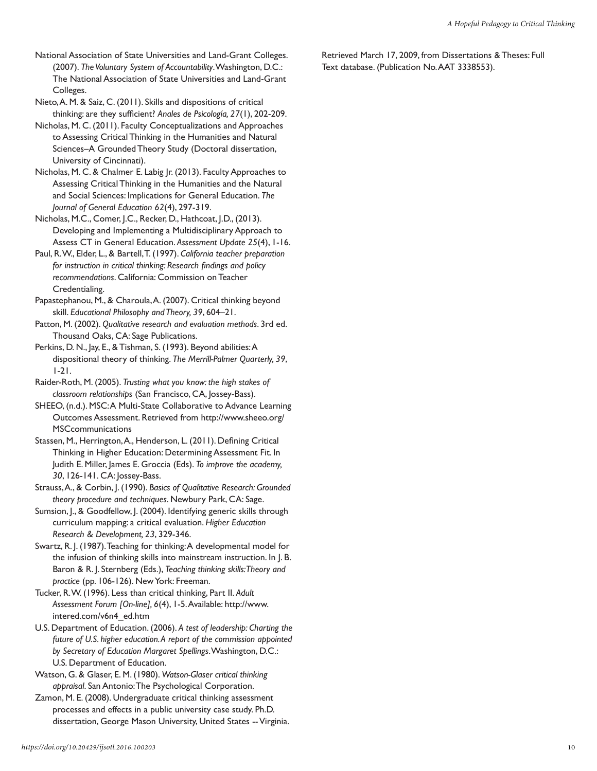National Association of State Universities and Land-Grant Colleges. (2007). *The Voluntary System of Accountability*. Washington, D.C.: The National Association of State Universities and Land-Grant Colleges.

Nieto, A. M. & Saiz, C. (2011). Skills and dispositions of critical thinking: are they sufficient? *Anales de Psicología, 27*(1), 202-209.

Nicholas, M. C. (2011). Faculty Conceptualizations and Approaches to Assessing Critical Thinking in the Humanities and Natural Sciences–A Grounded Theory Study (Doctoral dissertation, University of Cincinnati).

Nicholas, M. C. & Chalmer E. Labig Jr. (2013). Faculty Approaches to Assessing Critical Thinking in the Humanities and the Natural and Social Sciences: Implications for General Education. *The Journal of General Education 62*(4), 297-319.

Nicholas, M.C., Comer, J.C., Recker, D., Hathcoat, J.D., (2013). Developing and Implementing a Multidisciplinary Approach to Assess CT in General Education. *Assessment Update 25*(4), 1-16.

Paul, R.W., Elder, L., & Bartell, T. (1997). *California teacher preparation for instruction in critical thinking: Research findings and policy recommendations*. California: Commission on Teacher Credentialing.

Papastephanou, M., & Charoula, A. (2007). Critical thinking beyond skill. *Educational Philosophy and Theory, 39*, 604–21.

Patton, M. (2002). *Qualitative research and evaluation methods*. 3rd ed. Thousand Oaks, CA: Sage Publications.

Perkins, D. N., Jay, E., & Tishman, S. (1993). Beyond abilities: A dispositional theory of thinking. *The Merrill-Palmer Quarterly, 39*, 1-21.

Raider-Roth, M. (2005). *Trusting what you know: the high stakes of classroom relationships* (San Francisco, CA, Jossey-Bass).

SHEEO, (n.d.). MSC: A Multi-State Collaborative to Advance Learning Outcomes Assessment. Retrieved from http://www.sheeo.org/MSCcommunications

Stassen, M., Herrington, A., Henderson, L. (2011). Defining Critical Thinking in Higher Education: Determining Assessment Fit. In Judith E. Miller, James E. Groccia (Eds). *To improve the academy, 30*, 126-141. CA: Jossey-Bass.

Strauss, A., & Corbin, J. (1990). *Basics of Qualitative Research: Grounded theory procedure and techniques*. Newbury Park, CA: Sage.

Sumsion, J., & Goodfellow, J. (2004). Identifying generic skills through curriculum mapping: a critical evaluation. *Higher Education Research & Development, 23*, 329-346.

Swartz, R. J. (1987). Teaching for thinking: A developmental model for the infusion of thinking skills into mainstream instruction. In J. B. Baron & R. J. Sternberg (Eds.), *Teaching thinking skills: Theory and practice* (pp. 106-126). New York: Freeman.

Tucker, R. W. (1996). Less than critical thinking, Part II. *Adult Assessment Forum [On-line], 6*(4), 1-5. Available: http://www.intered.com/v6n4_ed.htm

U.S. Department of Education. (2006). *A test of leadership: Charting the future of U.S. higher education. A report of the commission appointed by Secretary of Education Margaret Spellings*. Washington, D.C.: U.S. Department of Education.

Watson, G. & Glaser, E. M. (1980). *Watson-Glaser critical thinking appraisal*. San Antonio: The Psychological Corporation.

Zamon, M. E. (2008). Undergraduate critical thinking assessment processes and effects in a public university case study. Ph.D. dissertation, George Mason University, United States -- Virginia. Retrieved March 17, 2009, from Dissertations & Theses: Full Text database. (Publication No. AAT 3338553).